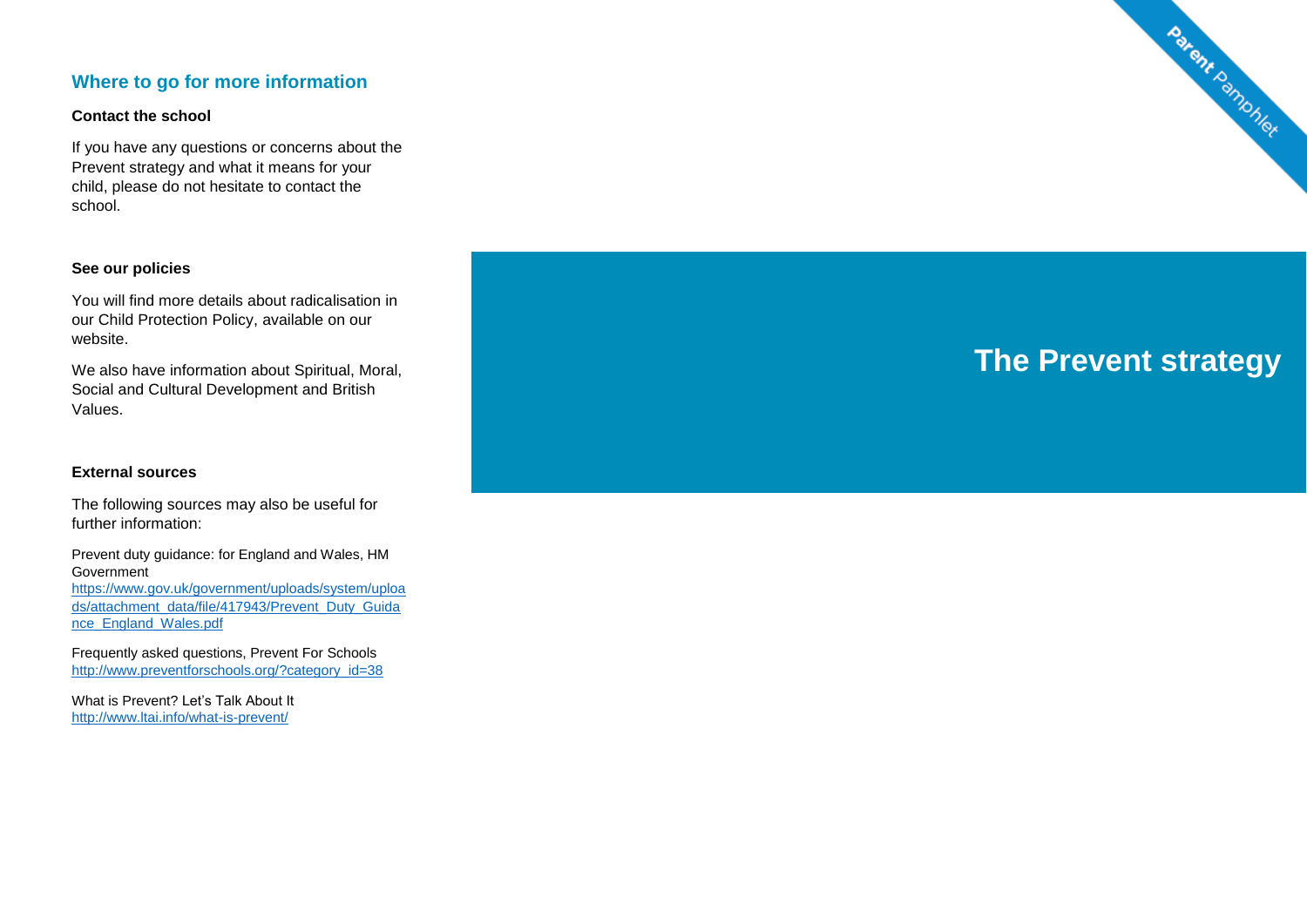## Where to go for more information

**Contact the school**

If you have any questions or concerns about the Prevent strategy and what it means for your child, please do not hesitate to contact the school.

**See our policies**

You will find more details about radicalisation in our Child Protection Policy, available on our website.

We also have information about Spiritual, Moral, Social and Cultural Development and British Values.

**External sources**

The following sources may also be useful for further information:

Prevent duty guidance: for England and Wales, HM Government
https://www.gov.uk/government/uploads/system/uploads/attachment_data/file/417943/Prevent_Duty_Guidance_England_Wales.pdf

Frequently asked questions, Prevent For Schools
http://www.preventforschools.org/?category_id=38

What is Prevent? Let's Talk About It
http://www.ltai.info/what-is-prevent/

Parent Pamphlet

# The Prevent strategy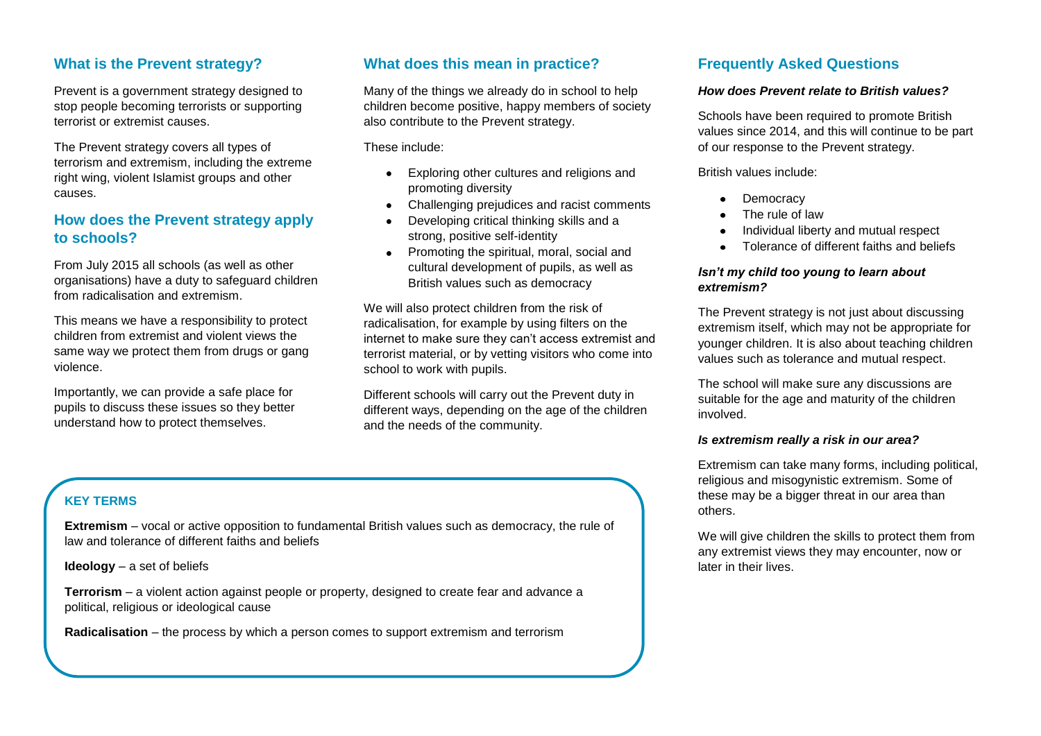## What is the Prevent strategy?

Prevent is a government strategy designed to stop people becoming terrorists or supporting terrorist or extremist causes.

The Prevent strategy covers all types of terrorism and extremism, including the extreme right wing, violent Islamist groups and other causes.

## How does the Prevent strategy apply to schools?

From July 2015 all schools (as well as other organisations) have a duty to safeguard children from radicalisation and extremism.

This means we have a responsibility to protect children from extremist and violent views the same way we protect them from drugs or gang violence.

Importantly, we can provide a safe place for pupils to discuss these issues so they better understand how to protect themselves.

## What does this mean in practice?

Many of the things we already do in school to help children become positive, happy members of society also contribute to the Prevent strategy.

These include:

- Exploring other cultures and religions and promoting diversity
- Challenging prejudices and racist comments
- Developing critical thinking skills and a strong, positive self-identity
- Promoting the spiritual, moral, social and cultural development of pupils, as well as British values such as democracy

We will also protect children from the risk of radicalisation, for example by using filters on the internet to make sure they can't access extremist and terrorist material, or by vetting visitors who come into school to work with pupils.

Different schools will carry out the Prevent duty in different ways, depending on the age of the children and the needs of the community.

### KEY TERMS

**Extremism** – vocal or active opposition to fundamental British values such as democracy, the rule of law and tolerance of different faiths and beliefs

**Ideology** – a set of beliefs

**Terrorism** – a violent action against people or property, designed to create fear and advance a political, religious or ideological cause

**Radicalisation** – the process by which a person comes to support extremism and terrorism

## Frequently Asked Questions

***How does Prevent relate to British values?***

Schools have been required to promote British values since 2014, and this will continue to be part of our response to the Prevent strategy.

British values include:

- Democracy
- The rule of law
- Individual liberty and mutual respect
- Tolerance of different faiths and beliefs

***Isn't my child too young to learn about extremism?***

The Prevent strategy is not just about discussing extremism itself, which may not be appropriate for younger children. It is also about teaching children values such as tolerance and mutual respect.

The school will make sure any discussions are suitable for the age and maturity of the children involved.

***Is extremism really a risk in our area?***

Extremism can take many forms, including political, religious and misogynistic extremism. Some of these may be a bigger threat in our area than others.

We will give children the skills to protect them from any extremist views they may encounter, now or later in their lives.